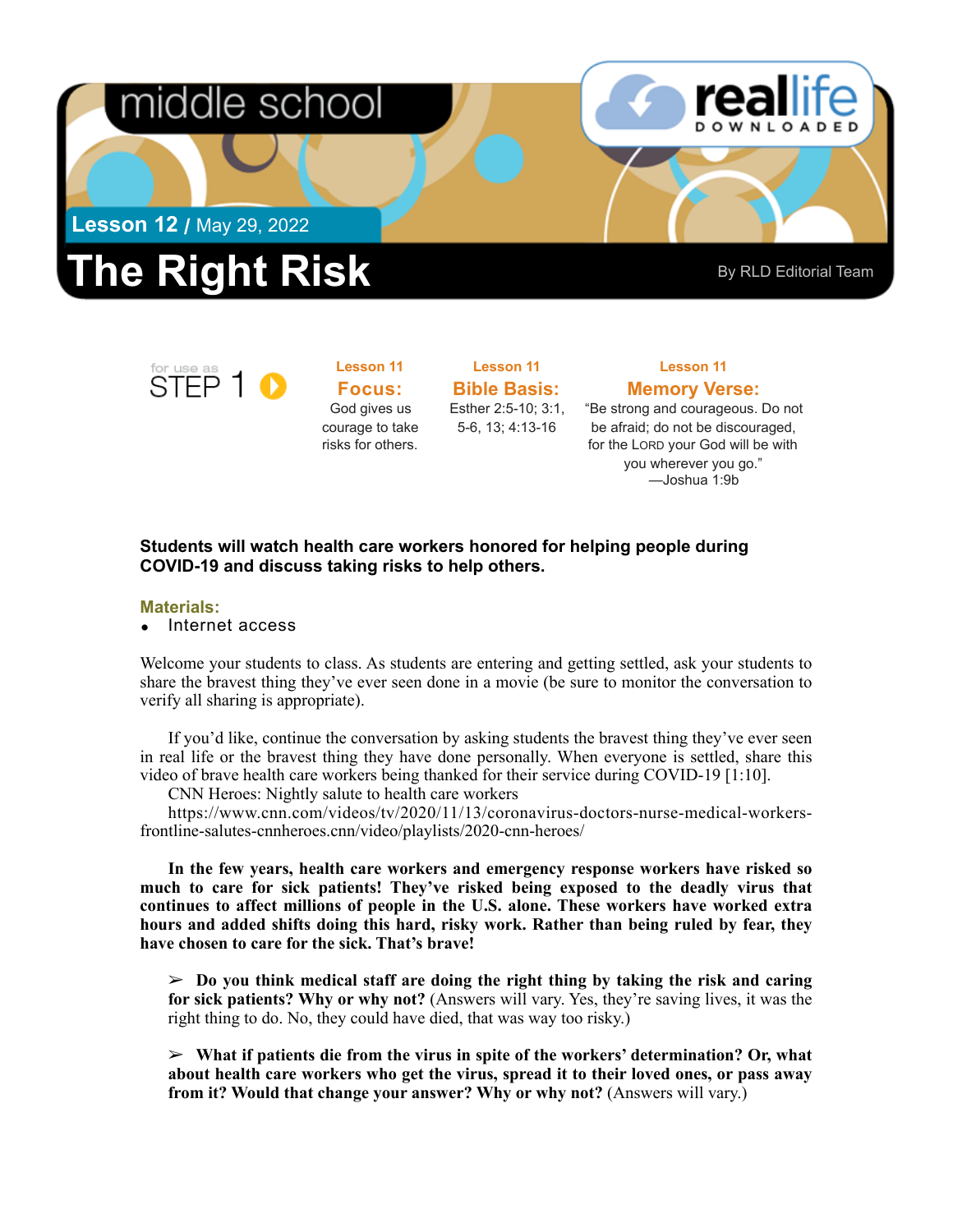middle school

**reallife** DOWNLOADED

**Lesson 12** / May 29, 2022

# The Right Risk

By RLD Editorial Team

for use as STEP 1

**Lesson 11**
**Focus:**
God gives us courage to take risks for others.

**Lesson 11**
**Bible Basis:**
Esther 2:5-10; 3:1, 5-6, 13; 4:13-16

**Lesson 11**
**Memory Verse:**
"Be strong and courageous. Do not be afraid; do not be discouraged, for the LORD your God will be with you wherever you go."
—Joshua 1:9b

**Students will watch health care workers honored for helping people during COVID-19 and discuss taking risks to help others.**

**Materials:**

- Internet access

Welcome your students to class. As students are entering and getting settled, ask your students to share the bravest thing they've ever seen done in a movie (be sure to monitor the conversation to verify all sharing is appropriate).

If you'd like, continue the conversation by asking students the bravest thing they've ever seen in real life or the bravest thing they have done personally. When everyone is settled, share this video of brave health care workers being thanked for their service during COVID-19 [1:10].
CNN Heroes: Nightly salute to health care workers
https://www.cnn.com/videos/tv/2020/11/13/coronavirus-doctors-nurse-medical-workers-frontline-salutes-cnnheroes.cnn/video/playlists/2020-cnn-heroes/

**In the few years, health care workers and emergency response workers have risked so much to care for sick patients! They've risked being exposed to the deadly virus that continues to affect millions of people in the U.S. alone. These workers have worked extra hours and added shifts doing this hard, risky work. Rather than being ruled by fear, they have chosen to care for the sick. That's brave!**

➢ **Do you think medical staff are doing the right thing by taking the risk and caring for sick patients? Why or why not?** (Answers will vary. Yes, they're saving lives, it was the right thing to do. No, they could have died, that was way too risky.)

➢ **What if patients die from the virus in spite of the workers' determination? Or, what about health care workers who get the virus, spread it to their loved ones, or pass away from it? Would that change your answer? Why or why not?** (Answers will vary.)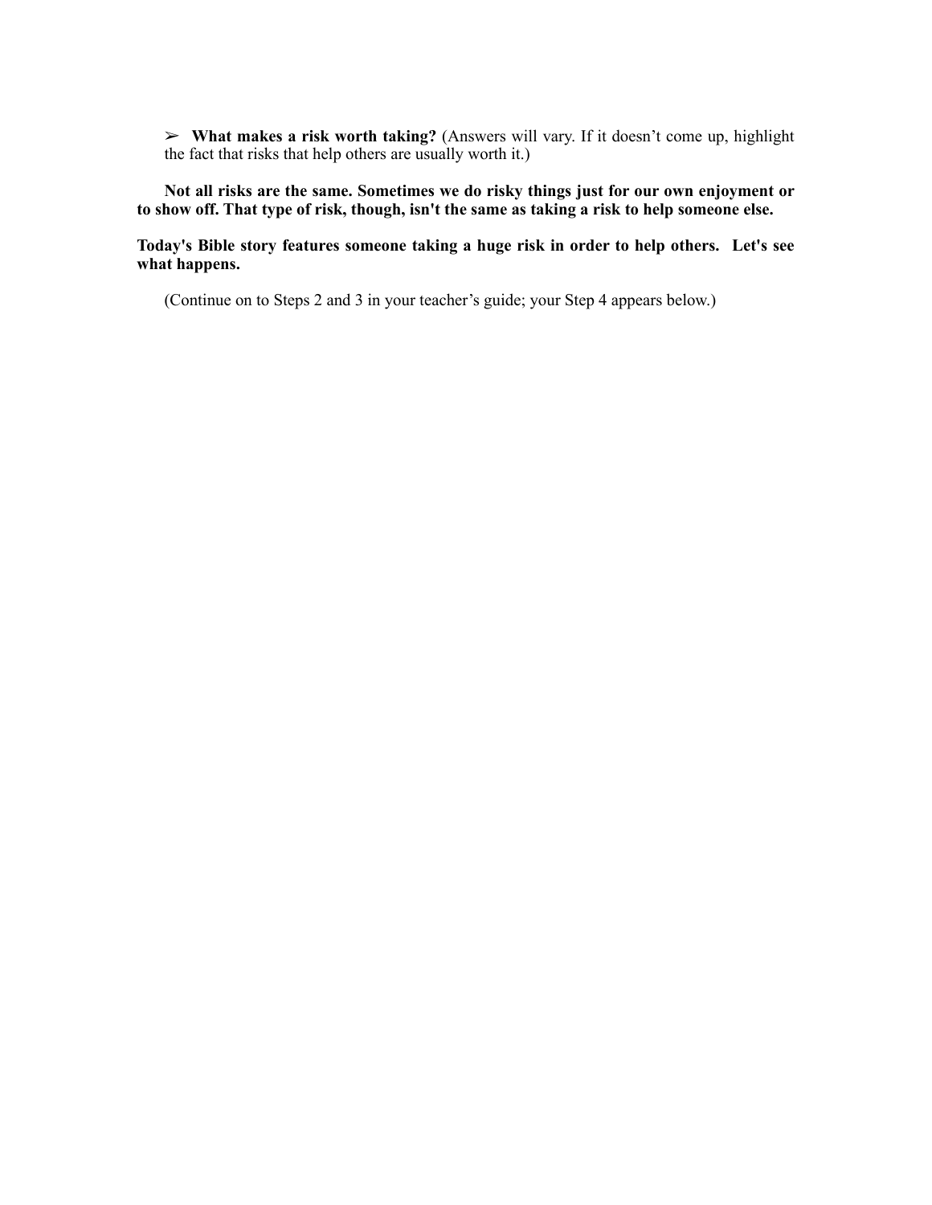- ➢ **What makes a risk worth taking?** (Answers will vary. If it doesn't come up, highlight the fact that risks that help others are usually worth it.)

**Not all risks are the same. Sometimes we do risky things just for our own enjoyment or to show off. That type of risk, though, isn't the same as taking a risk to help someone else.**

**Today's Bible story features someone taking a huge risk in order to help others. Let's see what happens.**

(Continue on to Steps 2 and 3 in your teacher's guide; your Step 4 appears below.)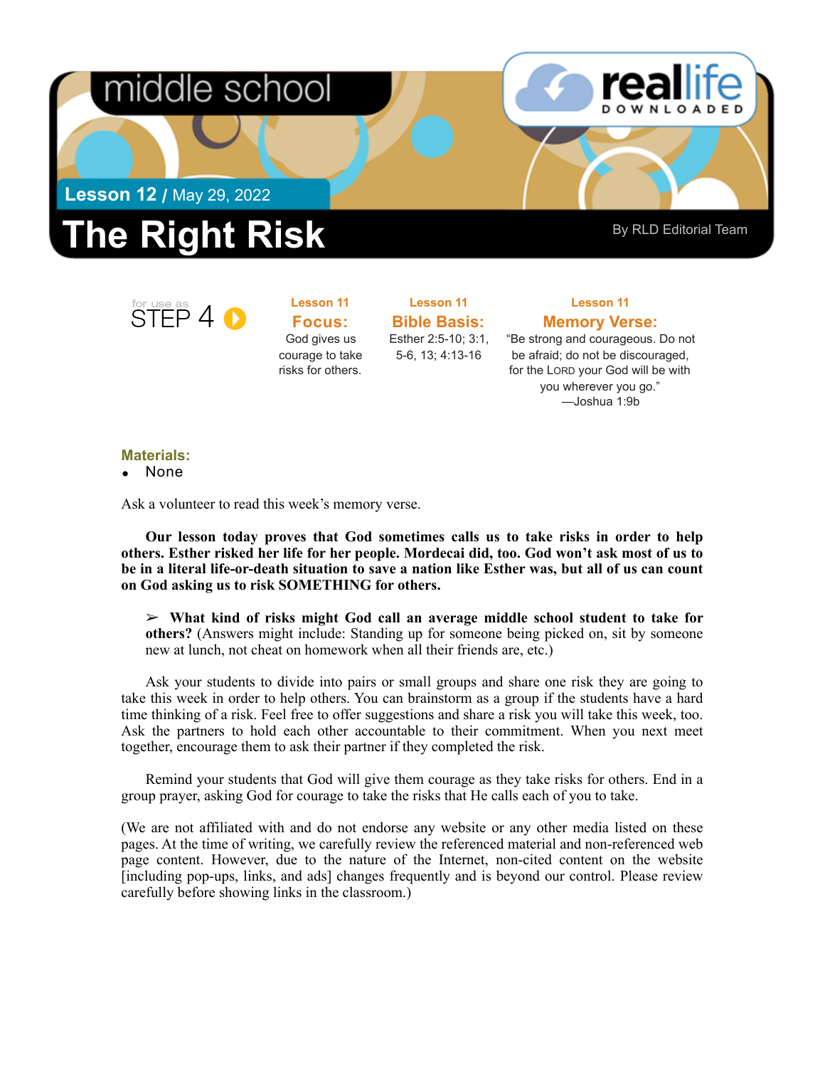middle school

Lesson 12 / May 29, 2022

# The Right Risk

By RLD Editorial Team

for use as STEP 4

**Lesson 11**
**Focus:**
God gives us courage to take risks for others.

**Lesson 11**
**Bible Basis:**
Esther 2:5-10; 3:1, 5-6, 13; 4:13-16

**Lesson 11**
**Memory Verse:**
"Be strong and courageous. Do not be afraid; do not be discouraged, for the LORD your God will be with you wherever you go."
—Joshua 1:9b

**Materials:**

- None

Ask a volunteer to read this week's memory verse.

**Our lesson today proves that God sometimes calls us to take risks in order to help others. Esther risked her life for her people. Mordecai did, too. God won't ask most of us to be in a literal life-or-death situation to save a nation like Esther was, but all of us can count on God asking us to risk SOMETHING for others.**

➢ **What kind of risks might God call an average middle school student to take for others?** (Answers might include: Standing up for someone being picked on, sit by someone new at lunch, not cheat on homework when all their friends are, etc.)

Ask your students to divide into pairs or small groups and share one risk they are going to take this week in order to help others. You can brainstorm as a group if the students have a hard time thinking of a risk. Feel free to offer suggestions and share a risk you will take this week, too. Ask the partners to hold each other accountable to their commitment. When you next meet together, encourage them to ask their partner if they completed the risk.

Remind your students that God will give them courage as they take risks for others. End in a group prayer, asking God for courage to take the risks that He calls each of you to take.

(We are not affiliated with and do not endorse any website or any other media listed on these pages. At the time of writing, we carefully review the referenced material and non-referenced web page content. However, due to the nature of the Internet, non-cited content on the website [including pop-ups, links, and ads] changes frequently and is beyond our control. Please review carefully before showing links in the classroom.)